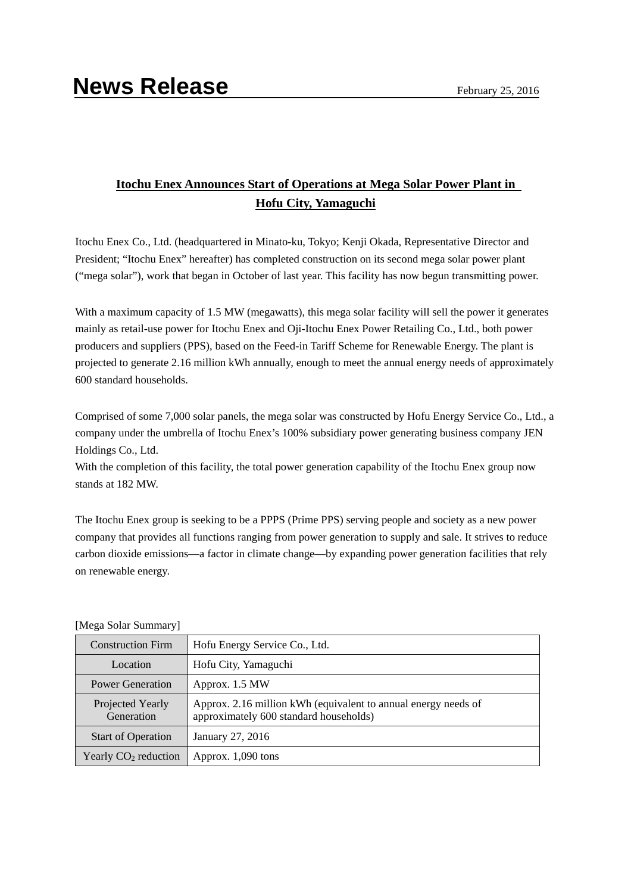# News Release

February 25, 2016

## Itochu Enex Announces Start of Operations at Mega Solar Power Plant in Hofu City, Yamaguchi

Itochu Enex Co., Ltd. (headquartered in Minato-ku, Tokyo; Kenji Okada, Representative Director and President; "Itochu Enex" hereafter) has completed construction on its second mega solar power plant ("mega solar"), work that began in October of last year. This facility has now begun transmitting power.

With a maximum capacity of 1.5 MW (megawatts), this mega solar facility will sell the power it generates mainly as retail-use power for Itochu Enex and Oji-Itochu Enex Power Retailing Co., Ltd., both power producers and suppliers (PPS), based on the Feed-in Tariff Scheme for Renewable Energy. The plant is projected to generate 2.16 million kWh annually, enough to meet the annual energy needs of approximately 600 standard households.

Comprised of some 7,000 solar panels, the mega solar was constructed by Hofu Energy Service Co., Ltd., a company under the umbrella of Itochu Enex's 100% subsidiary power generating business company JEN Holdings Co., Ltd.
With the completion of this facility, the total power generation capability of the Itochu Enex group now stands at 182 MW.

The Itochu Enex group is seeking to be a PPPS (Prime PPS) serving people and society as a new power company that provides all functions ranging from power generation to supply and sale. It strives to reduce carbon dioxide emissions—a factor in climate change—by expanding power generation facilities that rely on renewable energy.

[Mega Solar Summary]

| | |
|---|---|
| Construction Firm | Hofu Energy Service Co., Ltd. |
| Location | Hofu City, Yamaguchi |
| Power Generation | Approx. 1.5 MW |
| Projected Yearly Generation | Approx. 2.16 million kWh (equivalent to annual energy needs of approximately 600 standard households) |
| Start of Operation | January 27, 2016 |
| Yearly $CO_2$ reduction | Approx. 1,090 tons |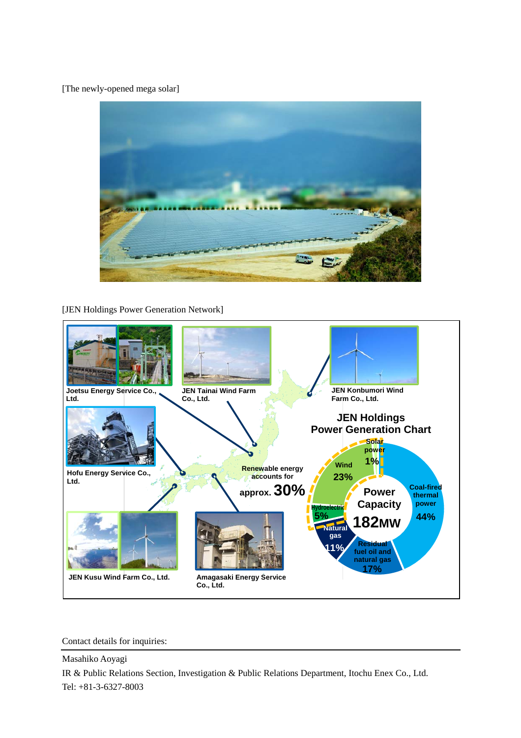[The newly-opened mega solar]

[JEN Holdings Power Generation Network]

Joetsu Energy Service Co., Ltd.

JEN Tainai Wind Farm Co., Ltd.

JEN Konbumori Wind Farm Co., Ltd.

Hofu Energy Service Co., Ltd.

JEN Kusu Wind Farm Co., Ltd.

Amagasaki Energy Service Co., Ltd.

Renewable energy accounts for approx. 30%

JEN Holdings Power Generation Chart

Power Capacity 182MW

Solar power 1%

Wind 23%

Hydroelectric 5%

Natural gas 11%

Residual fuel oil and natural gas 17%

Coal-fired thermal power 44%

Contact details for inquiries:

Masahiko Aoyagi

IR & Public Relations Section, Investigation & Public Relations Department, Itochu Enex Co., Ltd.

Tel: +81-3-6327-8003